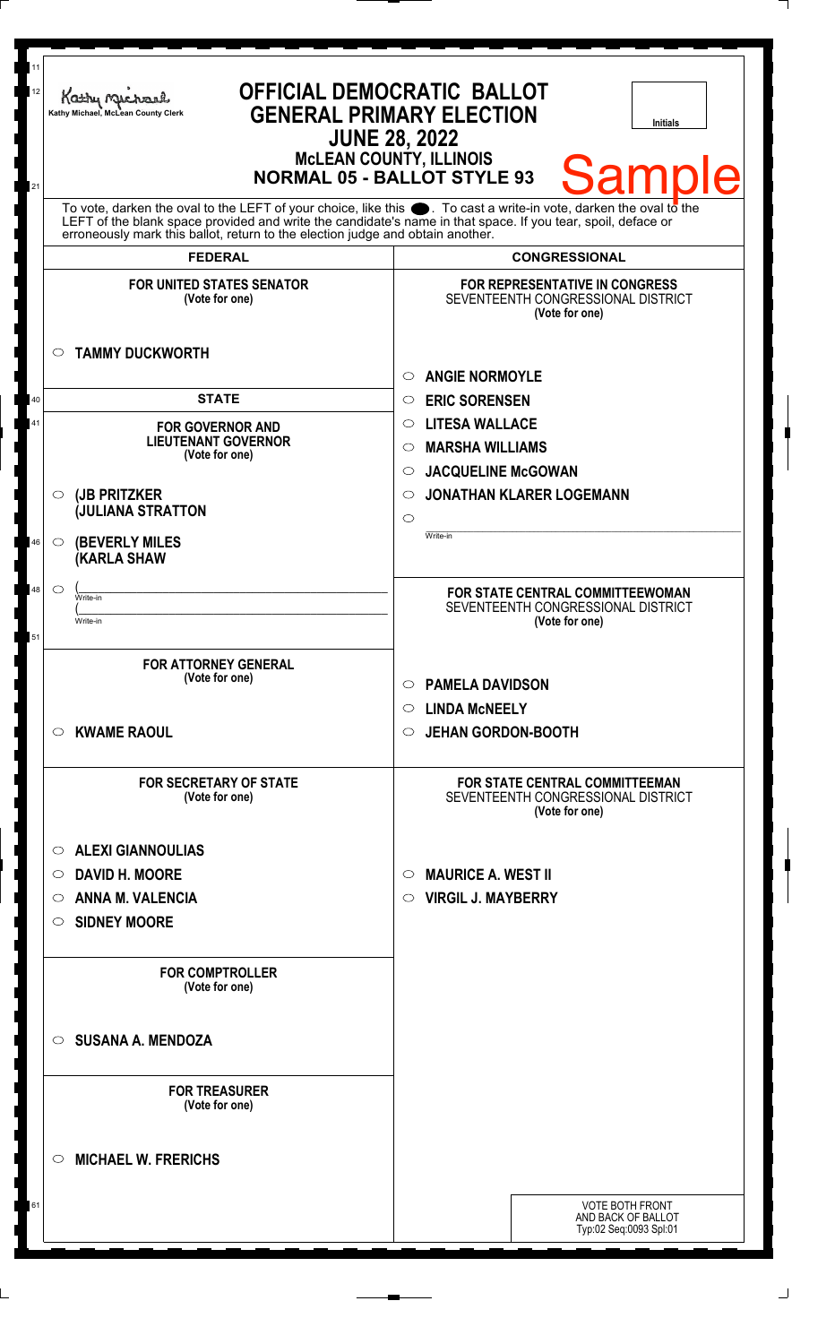Kathy Michael, McLean County Clerk

# OFFICIAL DEMOCRATIC BALLOT
## GENERAL PRIMARY ELECTION
## JUNE 28, 2022
### McLEAN COUNTY, ILLINOIS
### NORMAL 05 - BALLOT STYLE 93

Initials

Sample

To vote, darken the oval to the LEFT of your choice, like this ●. To cast a write-in vote, darken the oval to the LEFT of the blank space provided and write the candidate's name in that space. If you tear, spoil, deface or erroneously mark this ballot, return to the election judge and obtain another.

## FEDERAL

**FOR UNITED STATES SENATOR**
(Vote for one)

- ○ **TAMMY DUCKWORTH**

## STATE

**FOR GOVERNOR AND LIEUTENANT GOVERNOR**
(Vote for one)

- ○ **(JB PRITZKER (JULIANA STRATTON**
- ○ **(BEVERLY MILES (KARLA SHAW**
- ○ ( ________ Write-in ( ________ Write-in

**FOR ATTORNEY GENERAL**
(Vote for one)

- ○ **KWAME RAOUL**

**FOR SECRETARY OF STATE**
(Vote for one)

- ○ **ALEXI GIANNOULIAS**
- ○ **DAVID H. MOORE**
- ○ **ANNA M. VALENCIA**
- ○ **SIDNEY MOORE**

**FOR COMPTROLLER**
(Vote for one)

- ○ **SUSANA A. MENDOZA**

**FOR TREASURER**
(Vote for one)

- ○ **MICHAEL W. FRERICHS**

## CONGRESSIONAL

**FOR REPRESENTATIVE IN CONGRESS**
SEVENTEENTH CONGRESSIONAL DISTRICT
(Vote for one)

- ○ **ANGIE NORMOYLE**
- ○ **ERIC SORENSEN**
- ○ **LITESA WALLACE**
- ○ **MARSHA WILLIAMS**
- ○ **JACQUELINE McGOWAN**
- ○ **JONATHAN KLARER LOGEMANN**
- ○ ________ Write-in

**FOR STATE CENTRAL COMMITTEEWOMAN**
SEVENTEENTH CONGRESSIONAL DISTRICT
(Vote for one)

- ○ **PAMELA DAVIDSON**
- ○ **LINDA McNEELY**
- ○ **JEHAN GORDON-BOOTH**

**FOR STATE CENTRAL COMMITTEEMAN**
SEVENTEENTH CONGRESSIONAL DISTRICT
(Vote for one)

- ○ **MAURICE A. WEST II**
- ○ **VIRGIL J. MAYBERRY**

VOTE BOTH FRONT AND BACK OF BALLOT
Typ:02 Seq:0093 Spl:01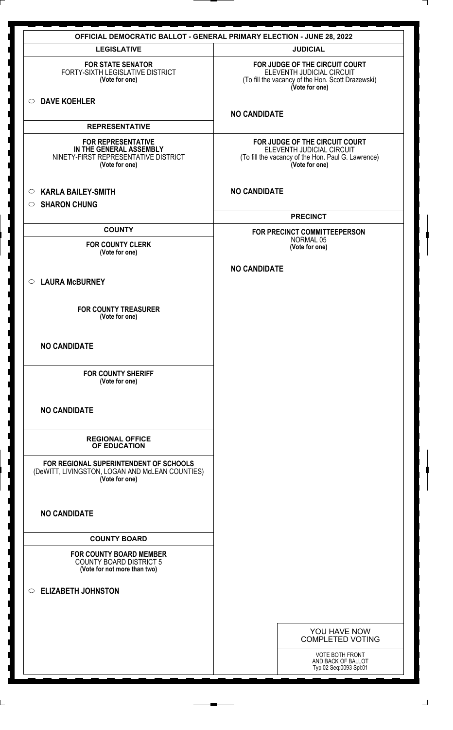# OFFICIAL DEMOCRATIC BALLOT - GENERAL PRIMARY ELECTION - JUNE 28, 2022

## LEGISLATIVE

**FOR STATE SENATOR**
FORTY-SIXTH LEGISLATIVE DISTRICT
**(Vote for one)**

○ **DAVE KOEHLER**

## REPRESENTATIVE

**FOR REPRESENTATIVE IN THE GENERAL ASSEMBLY**
NINETY-FIRST REPRESENTATIVE DISTRICT
**(Vote for one)**

○ **KARLA BAILEY-SMITH**
○ **SHARON CHUNG**

## COUNTY

**FOR COUNTY CLERK**
**(Vote for one)**

○ **LAURA McBURNEY**

**FOR COUNTY TREASURER**
**(Vote for one)**

**NO CANDIDATE**

**FOR COUNTY SHERIFF**
**(Vote for one)**

**NO CANDIDATE**

## REGIONAL OFFICE OF EDUCATION

**FOR REGIONAL SUPERINTENDENT OF SCHOOLS**
(DeWITT, LIVINGSTON, LOGAN AND McLEAN COUNTIES)
**(Vote for one)**

**NO CANDIDATE**

## COUNTY BOARD

**FOR COUNTY BOARD MEMBER**
COUNTY BOARD DISTRICT 5
**(Vote for not more than two)**

○ **ELIZABETH JOHNSTON**

## JUDICIAL

**FOR JUDGE OF THE CIRCUIT COURT**
ELEVENTH JUDICIAL CIRCUIT
(To fill the vacancy of the Hon. Scott Drazewski)
**(Vote for one)**

**NO CANDIDATE**

**FOR JUDGE OF THE CIRCUIT COURT**
ELEVENTH JUDICIAL CIRCUIT
(To fill the vacancy of the Hon. Paul G. Lawrence)
**(Vote for one)**

**NO CANDIDATE**

## PRECINCT

**FOR PRECINCT COMMITTEEPERSON**
NORMAL 05
**(Vote for one)**

**NO CANDIDATE**

YOU HAVE NOW COMPLETED VOTING

VOTE BOTH FRONT AND BACK OF BALLOT
Typ:02 Seq:0093 Spl:01